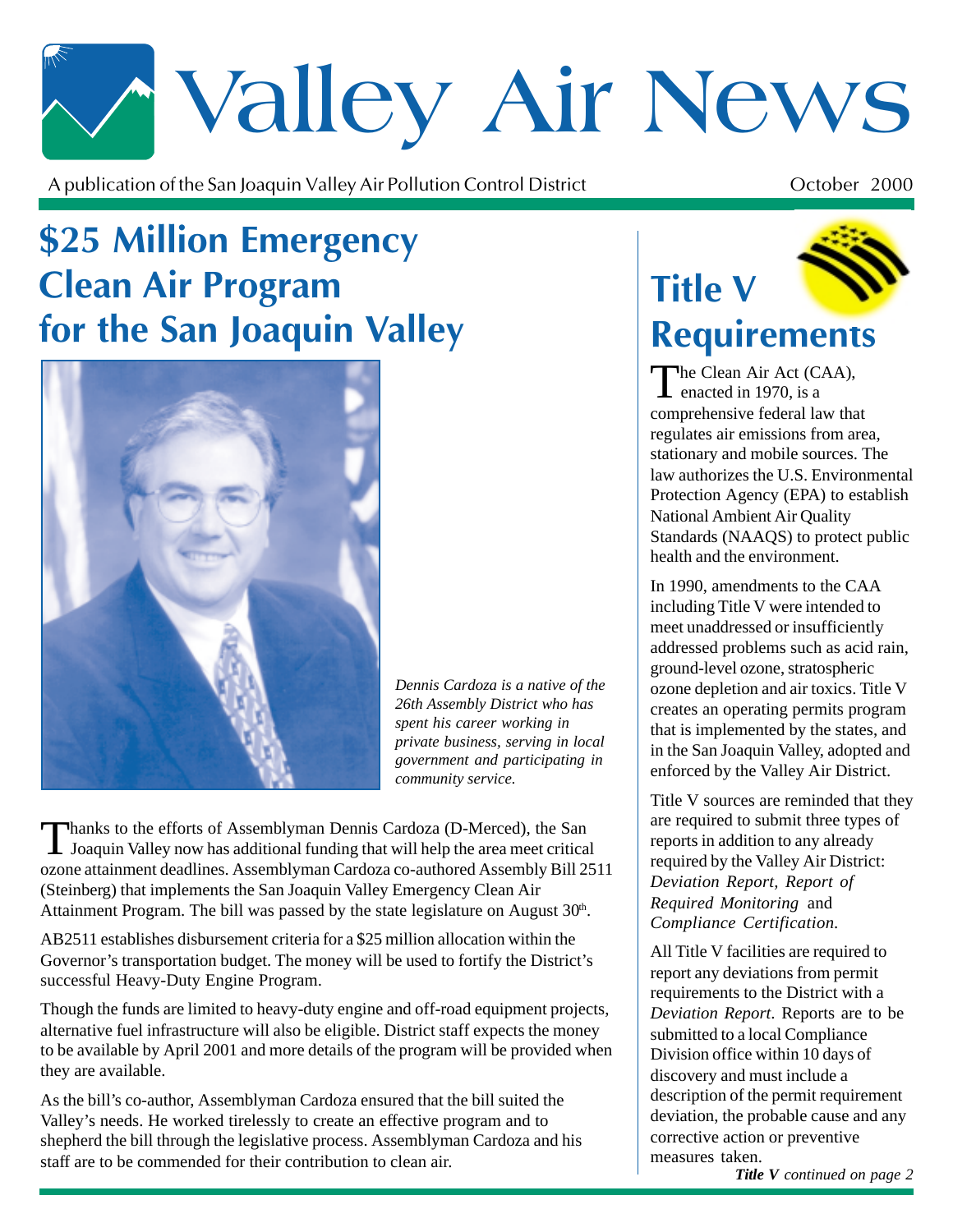# Valley Air News

A publication of the San Joaquin Valley Air Pollution Control District

October 2000

## $25 Million Emergency Clean Air Program for the San Joaquin Valley

*Dennis Cardoza is a native of the 26th Assembly District who has spent his career working in private business, serving in local government and participating in community service.*

Thanks to the efforts of Assemblyman Dennis Cardoza (D-Merced), the San Joaquin Valley now has additional funding that will help the area meet critical ozone attainment deadlines. Assemblyman Cardoza co-authored Assembly Bill 2511 (Steinberg) that implements the San Joaquin Valley Emergency Clean Air Attainment Program. The bill was passed by the state legislature on August 30th.

AB2511 establishes disbursement criteria for a $25 million allocation within the Governor's transportation budget. The money will be used to fortify the District's successful Heavy-Duty Engine Program.

Though the funds are limited to heavy-duty engine and off-road equipment projects, alternative fuel infrastructure will also be eligible. District staff expects the money to be available by April 2001 and more details of the program will be provided when they are available.

As the bill's co-author, Assemblyman Cardoza ensured that the bill suited the Valley's needs. He worked tirelessly to create an effective program and to shepherd the bill through the legislative process. Assemblyman Cardoza and his staff are to be commended for their contribution to clean air.

## Title V Requirements

The Clean Air Act (CAA), enacted in 1970, is a comprehensive federal law that regulates air emissions from area, stationary and mobile sources. The law authorizes the U.S. Environmental Protection Agency (EPA) to establish National Ambient Air Quality Standards (NAAQS) to protect public health and the environment.

In 1990, amendments to the CAA including Title V were intended to meet unaddressed or insufficiently addressed problems such as acid rain, ground-level ozone, stratospheric ozone depletion and air toxics. Title V creates an operating permits program that is implemented by the states, and in the San Joaquin Valley, adopted and enforced by the Valley Air District.

Title V sources are reminded that they are required to submit three types of reports in addition to any already required by the Valley Air District: *Deviation Report, Report of Required Monitoring* and *Compliance Certification.*

All Title V facilities are required to report any deviations from permit requirements to the District with a *Deviation Report*. Reports are to be submitted to a local Compliance Division office within 10 days of discovery and must include a description of the permit requirement deviation, the probable cause and any corrective action or preventive measures taken.

***Title V** continued on page 2*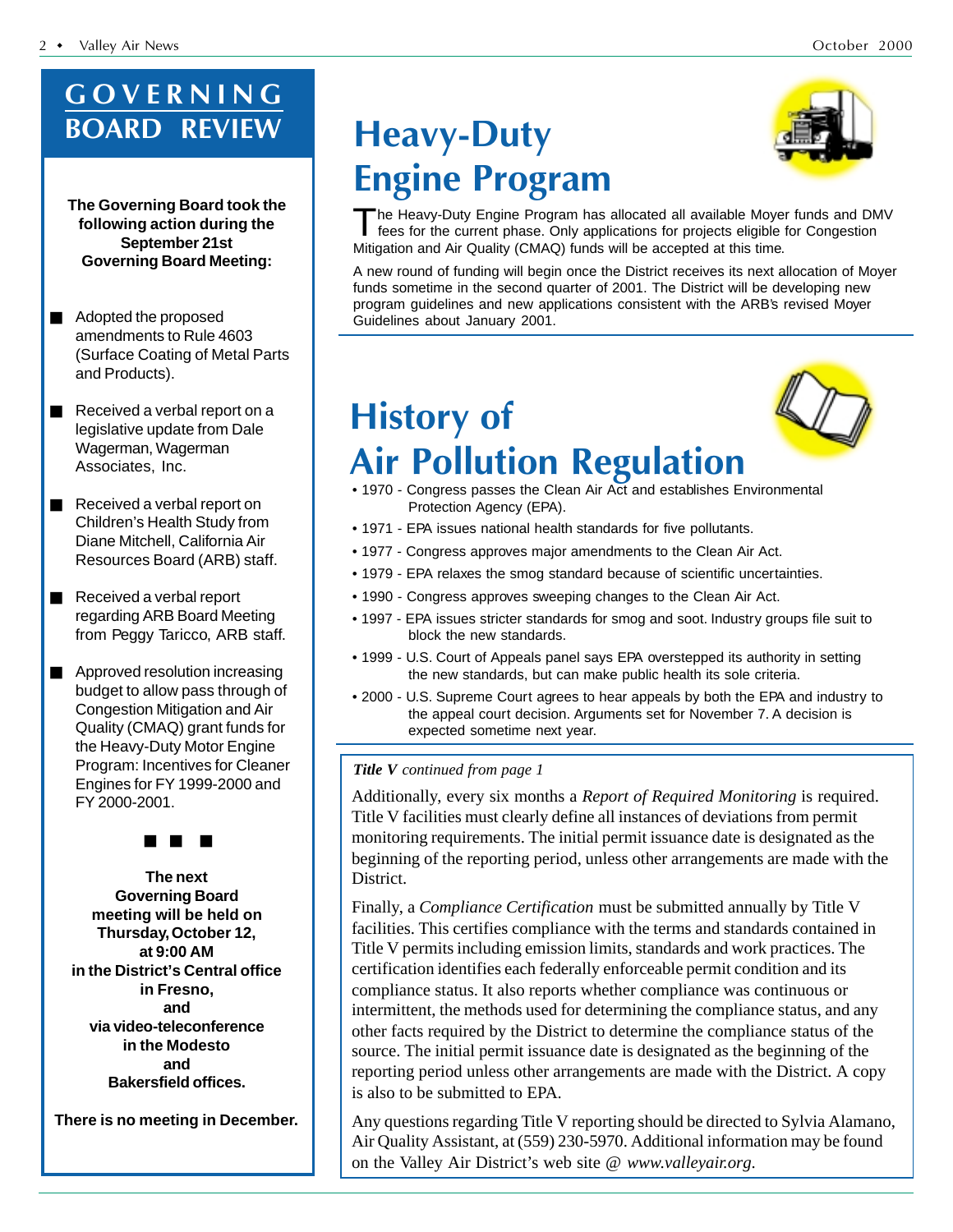# GOVERNING BOARD REVIEW

**The Governing Board took the following action during the September 21st Governing Board Meeting:**

- Adopted the proposed amendments to Rule 4603 (Surface Coating of Metal Parts and Products).
- Received a verbal report on a legislative update from Dale Wagerman, Wagerman Associates, Inc.
- Received a verbal report on Children's Health Study from Diane Mitchell, California Air Resources Board (ARB) staff.
- Received a verbal report regarding ARB Board Meeting from Peggy Taricco, ARB staff.
- Approved resolution increasing budget to allow pass through of Congestion Mitigation and Air Quality (CMAQ) grant funds for the Heavy-Duty Motor Engine Program: Incentives for Cleaner Engines for FY 1999-2000 and FY 2000-2001.

■ ■ ■

**The next Governing Board meeting will be held on Thursday, October 12, at 9:00 AM in the District's Central office in Fresno, and via video-teleconference in the Modesto and Bakersfield offices.**

**There is no meeting in December.**

# Heavy-Duty Engine Program

The Heavy-Duty Engine Program has allocated all available Moyer funds and DMV fees for the current phase. Only applications for projects eligible for Congestion Mitigation and Air Quality (CMAQ) funds will be accepted at this time.

A new round of funding will begin once the District receives its next allocation of Moyer funds sometime in the second quarter of 2001. The District will be developing new program guidelines and new applications consistent with the ARB's revised Moyer Guidelines about January 2001.

# History of Air Pollution Regulation

- 1970 - Congress passes the Clean Air Act and establishes Environmental Protection Agency (EPA).
- 1971 - EPA issues national health standards for five pollutants.
- 1977 - Congress approves major amendments to the Clean Air Act.
- 1979 - EPA relaxes the smog standard because of scientific uncertainties.
- 1990 - Congress approves sweeping changes to the Clean Air Act.
- 1997 - EPA issues stricter standards for smog and soot. Industry groups file suit to block the new standards.
- 1999 - U.S. Court of Appeals panel says EPA overstepped its authority in setting the new standards, but can make public health its sole criteria.
- 2000 - U.S. Supreme Court agrees to hear appeals by both the EPA and industry to the appeal court decision. Arguments set for November 7. A decision is expected sometime next year.

***Title V** continued from page 1*

Additionally, every six months a *Report of Required Monitoring* is required. Title V facilities must clearly define all instances of deviations from permit monitoring requirements. The initial permit issuance date is designated as the beginning of the reporting period, unless other arrangements are made with the District.

Finally, a *Compliance Certification* must be submitted annually by Title V facilities. This certifies compliance with the terms and standards contained in Title V permits including emission limits, standards and work practices. The certification identifies each federally enforceable permit condition and its compliance status. It also reports whether compliance was continuous or intermittent, the methods used for determining the compliance status, and any other facts required by the District to determine the compliance status of the source. The initial permit issuance date is designated as the beginning of the reporting period unless other arrangements are made with the District. A copy is also to be submitted to EPA.

Any questions regarding Title V reporting should be directed to Sylvia Alamano, Air Quality Assistant, at (559) 230-5970. Additional information may be found on the Valley Air District's web site @ *www.valleyair.org*.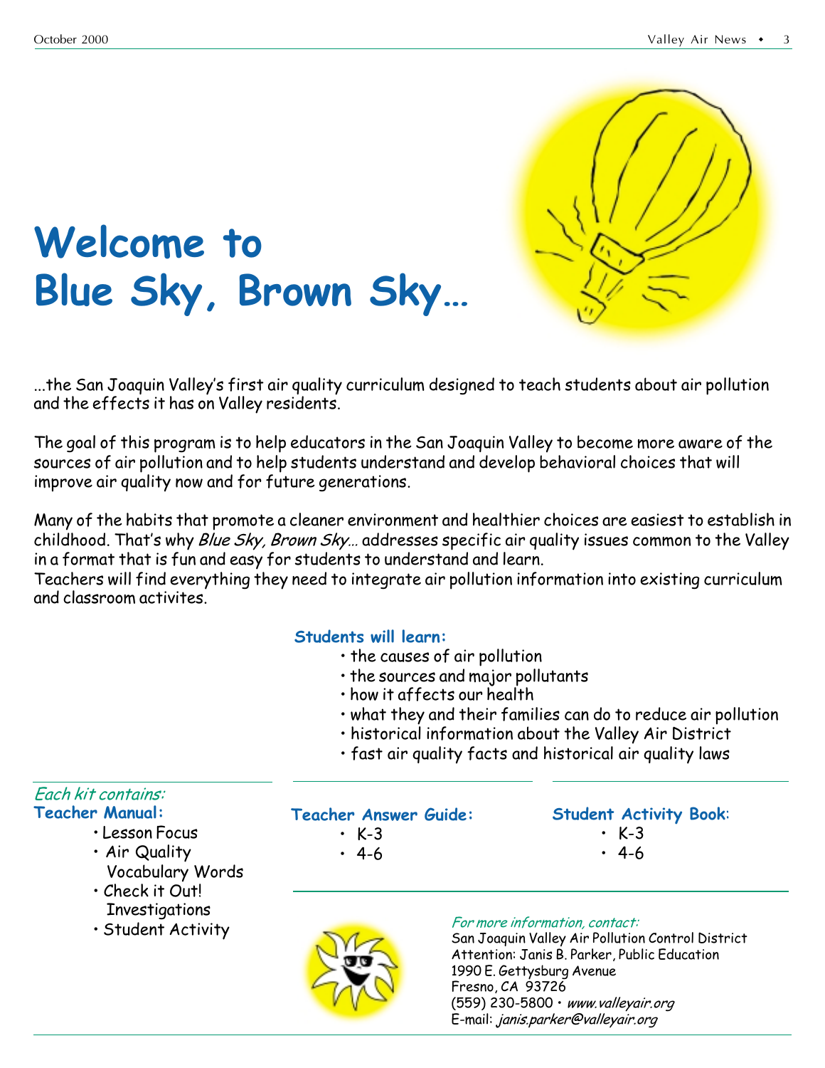# Welcome to Blue Sky, Brown Sky…

...the San Joaquin Valley's first air quality curriculum designed to teach students about air pollution and the effects it has on Valley residents.

The goal of this program is to help educators in the San Joaquin Valley to become more aware of the sources of air pollution and to help students understand and develop behavioral choices that will improve air quality now and for future generations.

Many of the habits that promote a cleaner environment and healthier choices are easiest to establish in childhood. That's why *Blue Sky, Brown Sky…* addresses specific air quality issues common to the Valley in a format that is fun and easy for students to understand and learn.
Teachers will find everything they need to integrate air pollution information into existing curriculum and classroom activites.

**Students will learn:**

- the causes of air pollution
- the sources and major pollutants
- how it affects our health
- what they and their families can do to reduce air pollution
- historical information about the Valley Air District
- fast air quality facts and historical air quality laws

*Each kit contains:*

**Teacher Manual:**

- Lesson Focus
- Air Quality Vocabulary Words
- Check it Out! Investigations
- Student Activity

**Teacher Answer Guide:**

- K-3
- 4-6

**Student Activity Book:**

- K-3
- 4-6

*For more information, contact:*
San Joaquin Valley Air Pollution Control District
Attention: Janis B. Parker, Public Education
1990 E. Gettysburg Avenue
Fresno, CA 93726
(559) 230-5800 • *www.valleyair.org*
E-mail: *janis.parker@valleyair.org*